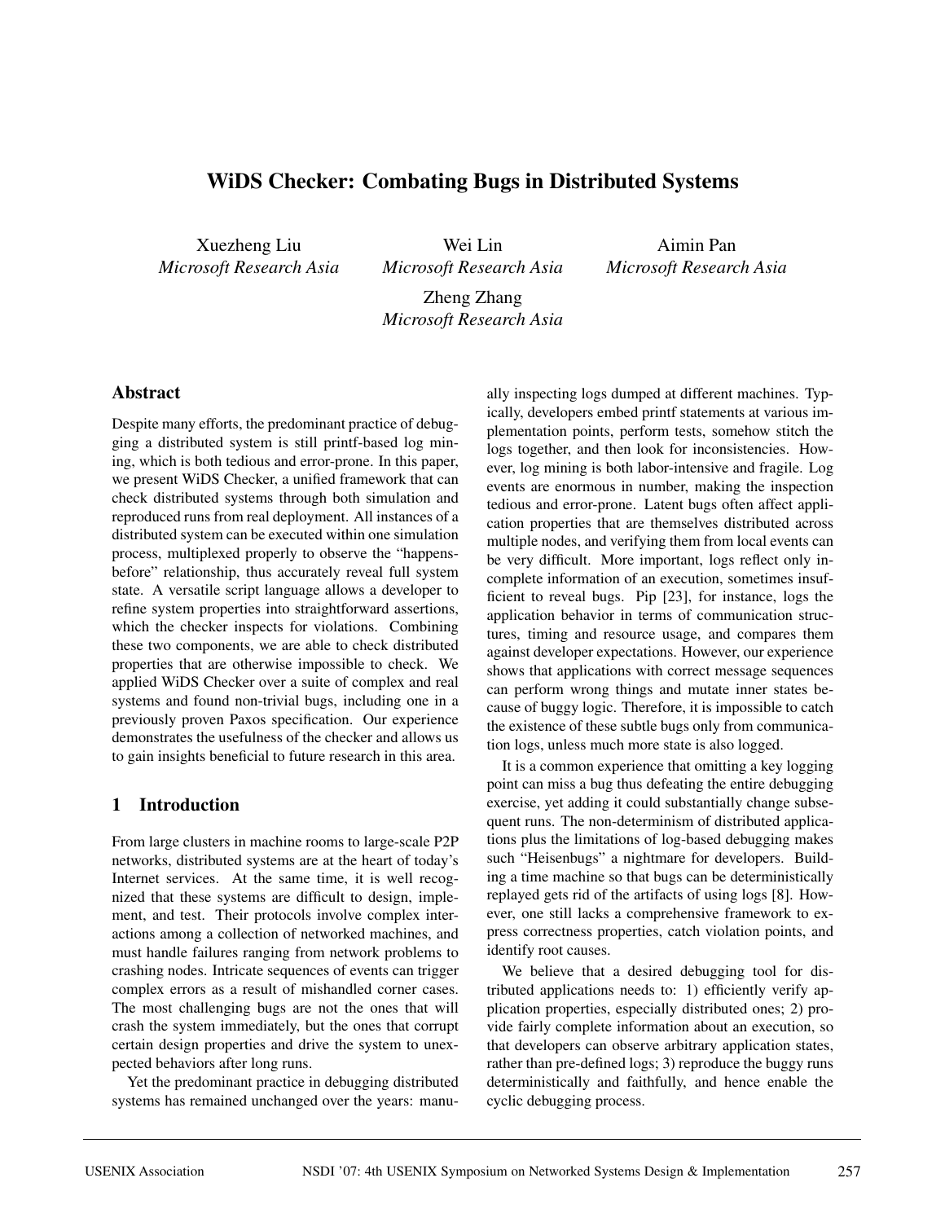# WiDS Checker: Combating Bugs in Distributed Systems

Xuezheng Liu
*Microsoft Research Asia*

Wei Lin
*Microsoft Research Asia*

Aimin Pan
*Microsoft Research Asia*

Zheng Zhang
*Microsoft Research Asia*

## Abstract

Despite many efforts, the predominant practice of debugging a distributed system is still printf-based log mining, which is both tedious and error-prone. In this paper, we present WiDS Checker, a unified framework that can check distributed systems through both simulation and reproduced runs from real deployment. All instances of a distributed system can be executed within one simulation process, multiplexed properly to observe the "happens-before" relationship, thus accurately reveal full system state. A versatile script language allows a developer to refine system properties into straightforward assertions, which the checker inspects for violations. Combining these two components, we are able to check distributed properties that are otherwise impossible to check. We applied WiDS Checker over a suite of complex and real systems and found non-trivial bugs, including one in a previously proven Paxos specification. Our experience demonstrates the usefulness of the checker and allows us to gain insights beneficial to future research in this area.

## 1 Introduction

From large clusters in machine rooms to large-scale P2P networks, distributed systems are at the heart of today's Internet services. At the same time, it is well recognized that these systems are difficult to design, implement, and test. Their protocols involve complex interactions among a collection of networked machines, and must handle failures ranging from network problems to crashing nodes. Intricate sequences of events can trigger complex errors as a result of mishandled corner cases. The most challenging bugs are not the ones that will crash the system immediately, but the ones that corrupt certain design properties and drive the system to unexpected behaviors after long runs.

Yet the predominant practice in debugging distributed systems has remained unchanged over the years: manually inspecting logs dumped at different machines. Typically, developers embed printf statements at various implementation points, perform tests, somehow stitch the logs together, and then look for inconsistencies. However, log mining is both labor-intensive and fragile. Log events are enormous in number, making the inspection tedious and error-prone. Latent bugs often affect application properties that are themselves distributed across multiple nodes, and verifying them from local events can be very difficult. More important, logs reflect only incomplete information of an execution, sometimes insufficient to reveal bugs. Pip [23], for instance, logs the application behavior in terms of communication structures, timing and resource usage, and compares them against developer expectations. However, our experience shows that applications with correct message sequences can perform wrong things and mutate inner states because of buggy logic. Therefore, it is impossible to catch the existence of these subtle bugs only from communication logs, unless much more state is also logged.

It is a common experience that omitting a key logging point can miss a bug thus defeating the entire debugging exercise, yet adding it could substantially change subsequent runs. The non-determinism of distributed applications plus the limitations of log-based debugging makes such "Heisenbugs" a nightmare for developers. Building a time machine so that bugs can be deterministically replayed gets rid of the artifacts of using logs [8]. However, one still lacks a comprehensive framework to express correctness properties, catch violation points, and identify root causes.

We believe that a desired debugging tool for distributed applications needs to: 1) efficiently verify application properties, especially distributed ones; 2) provide fairly complete information about an execution, so that developers can observe arbitrary application states, rather than pre-defined logs; 3) reproduce the buggy runs deterministically and faithfully, and hence enable the cyclic debugging process.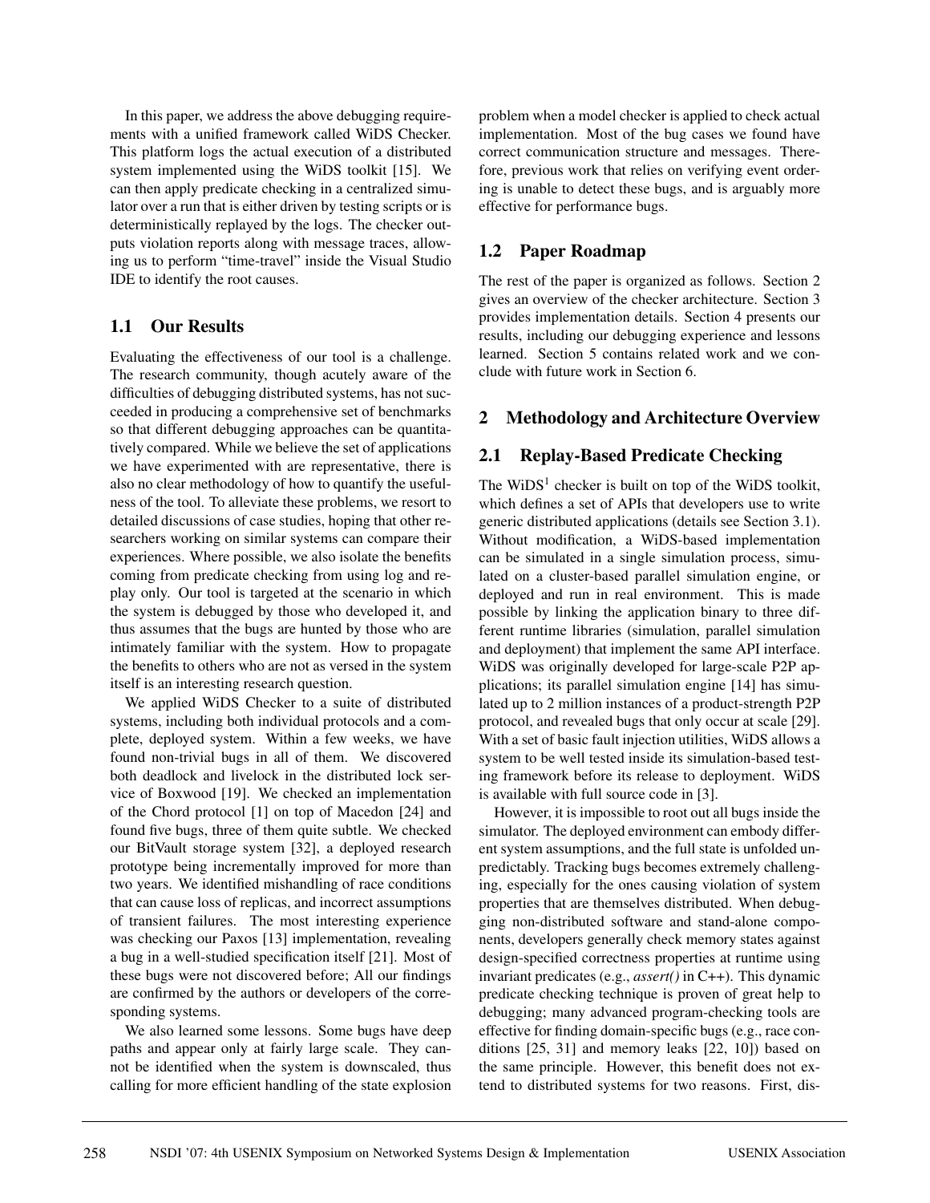In this paper, we address the above debugging requirements with a unified framework called WiDS Checker. This platform logs the actual execution of a distributed system implemented using the WiDS toolkit [15]. We can then apply predicate checking in a centralized simulator over a run that is either driven by testing scripts or is deterministically replayed by the logs. The checker outputs violation reports along with message traces, allowing us to perform "time-travel" inside the Visual Studio IDE to identify the root causes.

## 1.1 Our Results

Evaluating the effectiveness of our tool is a challenge. The research community, though acutely aware of the difficulties of debugging distributed systems, has not succeeded in producing a comprehensive set of benchmarks so that different debugging approaches can be quantitatively compared. While we believe the set of applications we have experimented with are representative, there is also no clear methodology of how to quantify the usefulness of the tool. To alleviate these problems, we resort to detailed discussions of case studies, hoping that other researchers working on similar systems can compare their experiences. Where possible, we also isolate the benefits coming from predicate checking from using log and replay only. Our tool is targeted at the scenario in which the system is debugged by those who developed it, and thus assumes that the bugs are hunted by those who are intimately familiar with the system. How to propagate the benefits to others who are not as versed in the system itself is an interesting research question.

We applied WiDS Checker to a suite of distributed systems, including both individual protocols and a complete, deployed system. Within a few weeks, we have found non-trivial bugs in all of them. We discovered both deadlock and livelock in the distributed lock service of Boxwood [19]. We checked an implementation of the Chord protocol [1] on top of Macedon [24] and found five bugs, three of them quite subtle. We checked our BitVault storage system [32], a deployed research prototype being incrementally improved for more than two years. We identified mishandling of race conditions that can cause loss of replicas, and incorrect assumptions of transient failures. The most interesting experience was checking our Paxos [13] implementation, revealing a bug in a well-studied specification itself [21]. Most of these bugs were not discovered before; All our findings are confirmed by the authors or developers of the corresponding systems.

We also learned some lessons. Some bugs have deep paths and appear only at fairly large scale. They cannot be identified when the system is downscaled, thus calling for more efficient handling of the state explosion problem when a model checker is applied to check actual implementation. Most of the bug cases we found have correct communication structure and messages. Therefore, previous work that relies on verifying event ordering is unable to detect these bugs, and is arguably more effective for performance bugs.

## 1.2 Paper Roadmap

The rest of the paper is organized as follows. Section 2 gives an overview of the checker architecture. Section 3 provides implementation details. Section 4 presents our results, including our debugging experience and lessons learned. Section 5 contains related work and we conclude with future work in Section 6.

# 2 Methodology and Architecture Overview

## 2.1 Replay-Based Predicate Checking

The WiDS[1] checker is built on top of the WiDS toolkit, which defines a set of APIs that developers use to write generic distributed applications (details see Section 3.1). Without modification, a WiDS-based implementation can be simulated in a single simulation process, simulated on a cluster-based parallel simulation engine, or deployed and run in real environment. This is made possible by linking the application binary to three different runtime libraries (simulation, parallel simulation and deployment) that implement the same API interface. WiDS was originally developed for large-scale P2P applications; its parallel simulation engine [14] has simulated up to 2 million instances of a product-strength P2P protocol, and revealed bugs that only occur at scale [29]. With a set of basic fault injection utilities, WiDS allows a system to be well tested inside its simulation-based testing framework before its release to deployment. WiDS is available with full source code in [3].

However, it is impossible to root out all bugs inside the simulator. The deployed environment can embody different system assumptions, and the full state is unfolded unpredictably. Tracking bugs becomes extremely challenging, especially for the ones causing violation of system properties that are themselves distributed. When debugging non-distributed software and stand-alone components, developers generally check memory states against design-specified correctness properties at runtime using invariant predicates (e.g., *assert()* in C++). This dynamic predicate checking technique is proven of great help to debugging; many advanced program-checking tools are effective for finding domain-specific bugs (e.g., race conditions [25, 31] and memory leaks [22, 10]) based on the same principle. However, this benefit does not extend to distributed systems for two reasons. First, dis-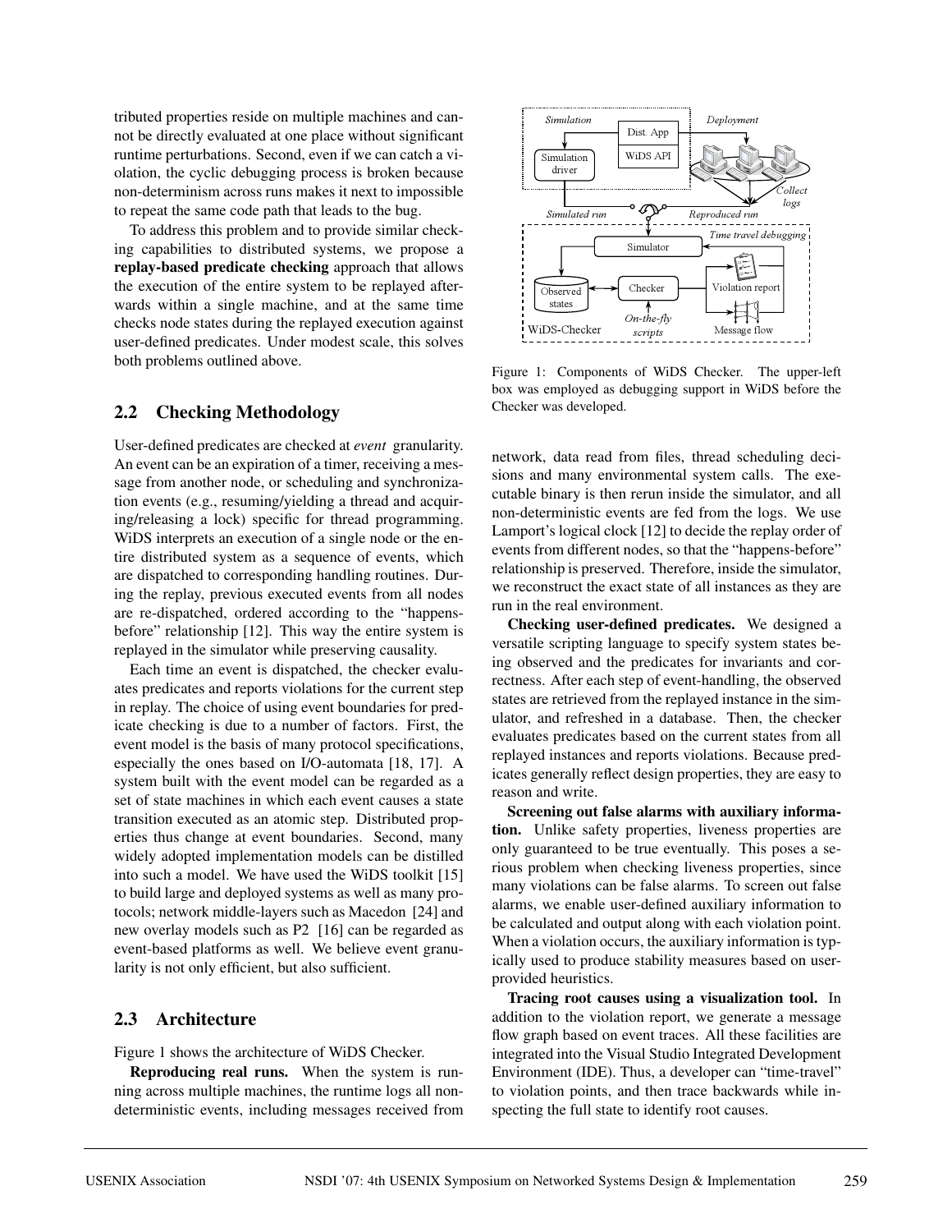tributed properties reside on multiple machines and cannot be directly evaluated at one place without significant runtime perturbations. Second, even if we can catch a violation, the cyclic debugging process is broken because non-determinism across runs makes it next to impossible to repeat the same code path that leads to the bug.

To address this problem and to provide similar checking capabilities to distributed systems, we propose a **replay-based predicate checking** approach that allows the execution of the entire system to be replayed afterwards within a single machine, and at the same time checks node states during the replayed execution against user-defined predicates. Under modest scale, this solves both problems outlined above.

## 2.2 Checking Methodology

User-defined predicates are checked at *event* granularity. An event can be an expiration of a timer, receiving a message from another node, or scheduling and synchronization events (e.g., resuming/yielding a thread and acquiring/releasing a lock) specific for thread programming. WiDS interprets an execution of a single node or the entire distributed system as a sequence of events, which are dispatched to corresponding handling routines. During the replay, previous executed events from all nodes are re-dispatched, ordered according to the "happens-before" relationship [12]. This way the entire system is replayed in the simulator while preserving causality.

Each time an event is dispatched, the checker evaluates predicates and reports violations for the current step in replay. The choice of using event boundaries for predicate checking is due to a number of factors. First, the event model is the basis of many protocol specifications, especially the ones based on I/O-automata [18, 17]. A system built with the event model can be regarded as a set of state machines in which each event causes a state transition executed as an atomic step. Distributed properties thus change at event boundaries. Second, many widely adopted implementation models can be distilled into such a model. We have used the WiDS toolkit [15] to build large and deployed systems as well as many protocols; network middle-layers such as Macedon [24] and new overlay models such as P2 [16] can be regarded as event-based platforms as well. We believe event granularity is not only efficient, but also sufficient.

## 2.3 Architecture

Figure 1 shows the architecture of WiDS Checker.

**Reproducing real runs.** When the system is running across multiple machines, the runtime logs all non-deterministic events, including messages received from network, data read from files, thread scheduling decisions and many environmental system calls. The executable binary is then rerun inside the simulator, and all non-deterministic events are fed from the logs. We use Lamport's logical clock [12] to decide the replay order of events from different nodes, so that the "happens-before" relationship is preserved. Therefore, inside the simulator, we reconstruct the exact state of all instances as they are run in the real environment.

Figure 1: Components of WiDS Checker. The upper-left box was employed as debugging support in WiDS before the Checker was developed.

**Checking user-defined predicates.** We designed a versatile scripting language to specify system states being observed and the predicates for invariants and correctness. After each step of event-handling, the observed states are retrieved from the replayed instance in the simulator, and refreshed in a database. Then, the checker evaluates predicates based on the current states from all replayed instances and reports violations. Because predicates generally reflect design properties, they are easy to reason and write.

**Screening out false alarms with auxiliary information.** Unlike safety properties, liveness properties are only guaranteed to be true eventually. This poses a serious problem when checking liveness properties, since many violations can be false alarms. To screen out false alarms, we enable user-defined auxiliary information to be calculated and output along with each violation point. When a violation occurs, the auxiliary information is typically used to produce stability measures based on user-provided heuristics.

**Tracing root causes using a visualization tool.** In addition to the violation report, we generate a message flow graph based on event traces. All these facilities are integrated into the Visual Studio Integrated Development Environment (IDE). Thus, a developer can "time-travel" to violation points, and then trace backwards while inspecting the full state to identify root causes.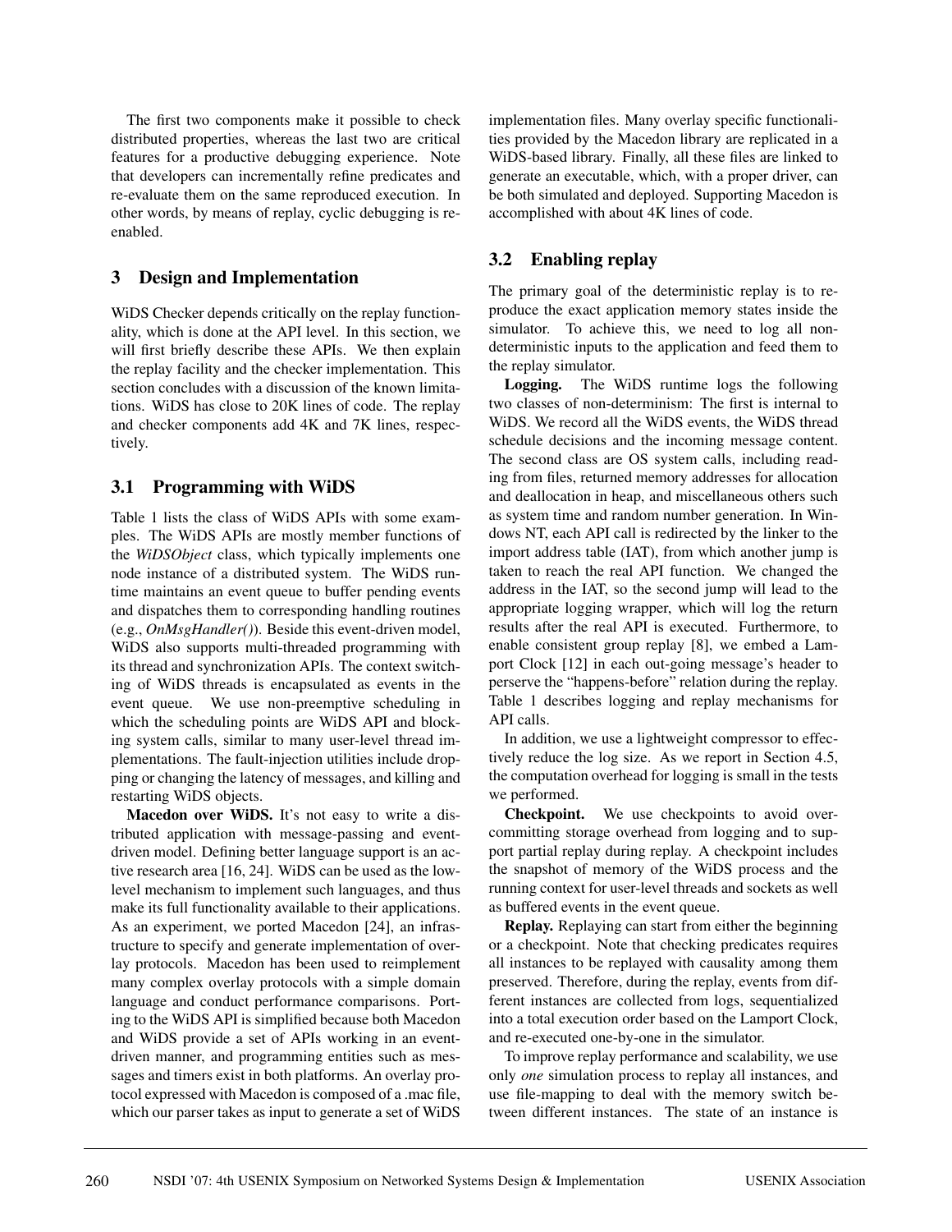The first two components make it possible to check distributed properties, whereas the last two are critical features for a productive debugging experience. Note that developers can incrementally refine predicates and re-evaluate them on the same reproduced execution. In other words, by means of replay, cyclic debugging is re-enabled.

## 3 Design and Implementation

WiDS Checker depends critically on the replay functionality, which is done at the API level. In this section, we will first briefly describe these APIs. We then explain the replay facility and the checker implementation. This section concludes with a discussion of the known limitations. WiDS has close to 20K lines of code. The replay and checker components add 4K and 7K lines, respectively.

### 3.1 Programming with WiDS

Table 1 lists the class of WiDS APIs with some examples. The WiDS APIs are mostly member functions of the *WiDSObject* class, which typically implements one node instance of a distributed system. The WiDS runtime maintains an event queue to buffer pending events and dispatches them to corresponding handling routines (e.g., *OnMsgHandler()*). Beside this event-driven model, WiDS also supports multi-threaded programming with its thread and synchronization APIs. The context switching of WiDS threads is encapsulated as events in the event queue. We use non-preemptive scheduling in which the scheduling points are WiDS API and blocking system calls, similar to many user-level thread implementations. The fault-injection utilities include dropping or changing the latency of messages, and killing and restarting WiDS objects.

**Macedon over WiDS.** It's not easy to write a distributed application with message-passing and event-driven model. Defining better language support is an active research area [16, 24]. WiDS can be used as the low-level mechanism to implement such languages, and thus make its full functionality available to their applications. As an experiment, we ported Macedon [24], an infrastructure to specify and generate implementation of overlay protocols. Macedon has been used to reimplement many complex overlay protocols with a simple domain language and conduct performance comparisons. Porting to the WiDS API is simplified because both Macedon and WiDS provide a set of APIs working in an event-driven manner, and programming entities such as messages and timers exist in both platforms. An overlay protocol expressed with Macedon is composed of a .mac file, which our parser takes as input to generate a set of WiDS implementation files. Many overlay specific functionalities provided by the Macedon library are replicated in a WiDS-based library. Finally, all these files are linked to generate an executable, which, with a proper driver, can be both simulated and deployed. Supporting Macedon is accomplished with about 4K lines of code.

### 3.2 Enabling replay

The primary goal of the deterministic replay is to reproduce the exact application memory states inside the simulator. To achieve this, we need to log all non-deterministic inputs to the application and feed them to the replay simulator.

**Logging.** The WiDS runtime logs the following two classes of non-determinism: The first is internal to WiDS. We record all the WiDS events, the WiDS thread schedule decisions and the incoming message content. The second class are OS system calls, including reading from files, returned memory addresses for allocation and deallocation in heap, and miscellaneous others such as system time and random number generation. In Windows NT, each API call is redirected by the linker to the import address table (IAT), from which another jump is taken to reach the real API function. We changed the address in the IAT, so the second jump will lead to the appropriate logging wrapper, which will log the return results after the real API is executed. Furthermore, to enable consistent group replay [8], we embed a Lamport Clock [12] in each out-going message's header to perserve the "happens-before" relation during the replay. Table 1 describes logging and replay mechanisms for API calls.

In addition, we use a lightweight compressor to effectively reduce the log size. As we report in Section 4.5, the computation overhead for logging is small in the tests we performed.

**Checkpoint.** We use checkpoints to avoid over-committing storage overhead from logging and to support partial replay during replay. A checkpoint includes the snapshot of memory of the WiDS process and the running context for user-level threads and sockets as well as buffered events in the event queue.

**Replay.** Replaying can start from either the beginning or a checkpoint. Note that checking predicates requires all instances to be replayed with causality among them preserved. Therefore, during the replay, events from different instances are collected from logs, sequentialized into a total execution order based on the Lamport Clock, and re-executed one-by-one in the simulator.

To improve replay performance and scalability, we use only *one* simulation process to replay all instances, and use file-mapping to deal with the memory switch between different instances. The state of an instance is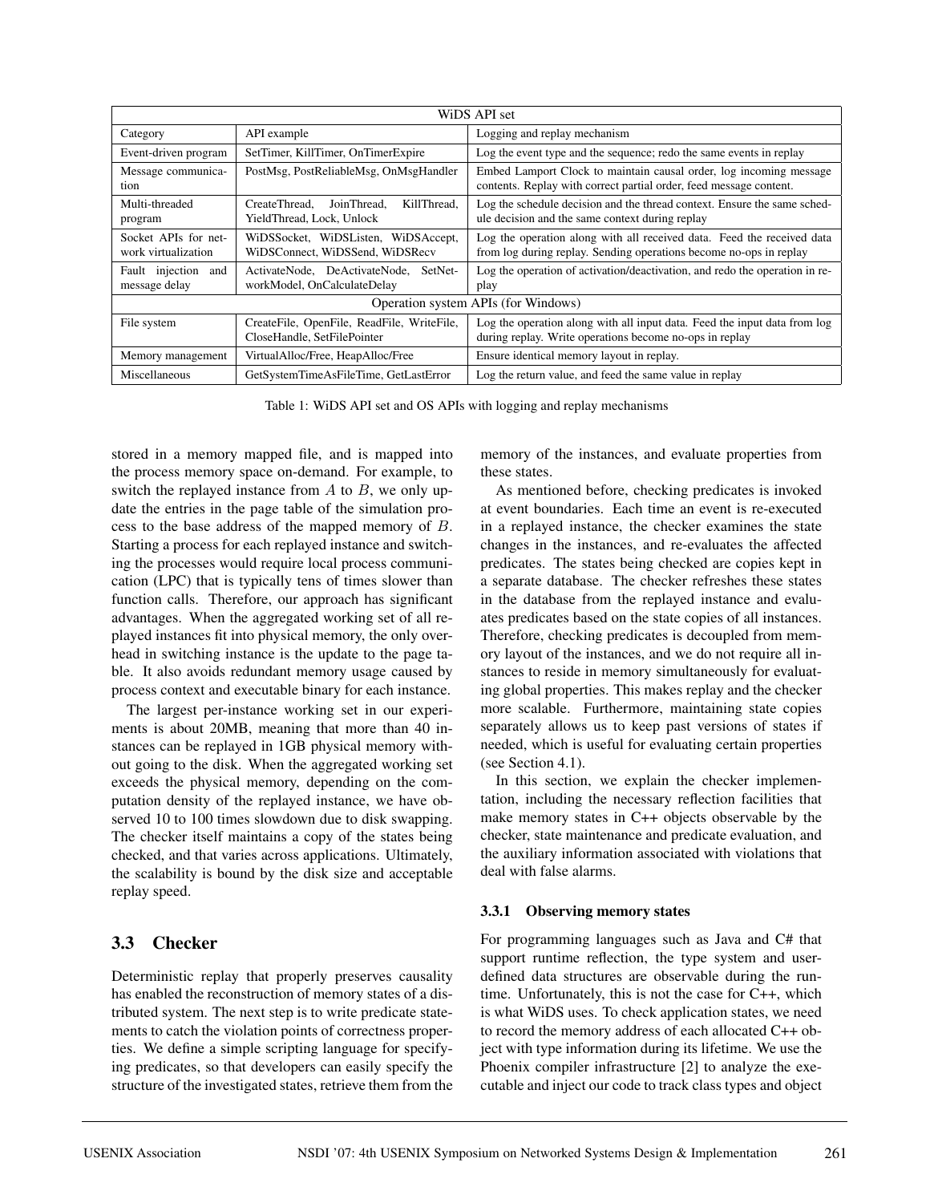| WiDS API set | | |
| --- | --- | --- |
| Category | API example | Logging and replay mechanism |
| Event-driven program | SetTimer, KillTimer, OnTimerExpire | Log the event type and the sequence; redo the same events in replay |
| Message communication | PostMsg, PostReliableMsg, OnMsgHandler | Embed Lamport Clock to maintain causal order, log incoming message contents. Replay with correct partial order, feed message content. |
| Multi-threaded program | CreateThread, JoinThread, KillThread, YieldThread, Lock, Unlock | Log the schedule decision and the thread context. Ensure the same schedule decision and the same context during replay |
| Socket APIs for network virtualization | WiDSSocket, WiDSListen, WiDSAccept, WiDSConnect, WiDSSend, WiDSRecv | Log the operation along with all received data. Feed the received data from log during replay. Sending operations become no-ops in replay |
| Fault injection and message delay | ActivateNode, DeActivateNode, SetNetworkModel, OnCalculateDelay | Log the operation of activation/deactivation, and redo the operation in replay |
| Operation system APIs (for Windows) | | |
| File system | CreateFile, OpenFile, ReadFile, WriteFile, CloseHandle, SetFilePointer | Log the operation along with all input data. Feed the input data from log during replay. Write operations become no-ops in replay |
| Memory management | VirtualAlloc/Free, HeapAlloc/Free | Ensure identical memory layout in replay. |
| Miscellaneous | GetSystemTimeAsFileTime, GetLastError | Log the return value, and feed the same value in replay |

Table 1: WiDS API set and OS APIs with logging and replay mechanisms

stored in a memory mapped file, and is mapped into the process memory space on-demand. For example, to switch the replayed instance from $A$ to $B$, we only update the entries in the page table of the simulation process to the base address of the mapped memory of $B$. Starting a process for each replayed instance and switching the processes would require local process communication (LPC) that is typically tens of times slower than function calls. Therefore, our approach has significant advantages. When the aggregated working set of all replayed instances fit into physical memory, the only overhead in switching instance is the update to the page table. It also avoids redundant memory usage caused by process context and executable binary for each instance.

The largest per-instance working set in our experiments is about 20MB, meaning that more than 40 instances can be replayed in 1GB physical memory without going to the disk. When the aggregated working set exceeds the physical memory, depending on the computation density of the replayed instance, we have observed 10 to 100 times slowdown due to disk swapping. The checker itself maintains a copy of the states being checked, and that varies across applications. Ultimately, the scalability is bound by the disk size and acceptable replay speed.

## 3.3 Checker

Deterministic replay that properly preserves causality has enabled the reconstruction of memory states of a distributed system. The next step is to write predicate statements to catch the violation points of correctness properties. We define a simple scripting language for specifying predicates, so that developers can easily specify the structure of the investigated states, retrieve them from the memory of the instances, and evaluate properties from these states.

As mentioned before, checking predicates is invoked at event boundaries. Each time an event is re-executed in a replayed instance, the checker examines the state changes in the instances, and re-evaluates the affected predicates. The states being checked are copies kept in a separate database. The checker refreshes these states in the database from the replayed instance and evaluates predicates based on the state copies of all instances. Therefore, checking predicates is decoupled from memory layout of the instances, and we do not require all instances to reside in memory simultaneously for evaluating global properties. This makes replay and the checker more scalable. Furthermore, maintaining state copies separately allows us to keep past versions of states if needed, which is useful for evaluating certain properties (see Section 4.1).

In this section, we explain the checker implementation, including the necessary reflection facilities that make memory states in C++ objects observable by the checker, state maintenance and predicate evaluation, and the auxiliary information associated with violations that deal with false alarms.

### 3.3.1 Observing memory states

For programming languages such as Java and C# that support runtime reflection, the type system and user-defined data structures are observable during the runtime. Unfortunately, this is not the case for C++, which is what WiDS uses. To check application states, we need to record the memory address of each allocated C++ object with type information during its lifetime. We use the Phoenix compiler infrastructure [2] to analyze the executable and inject our code to track class types and object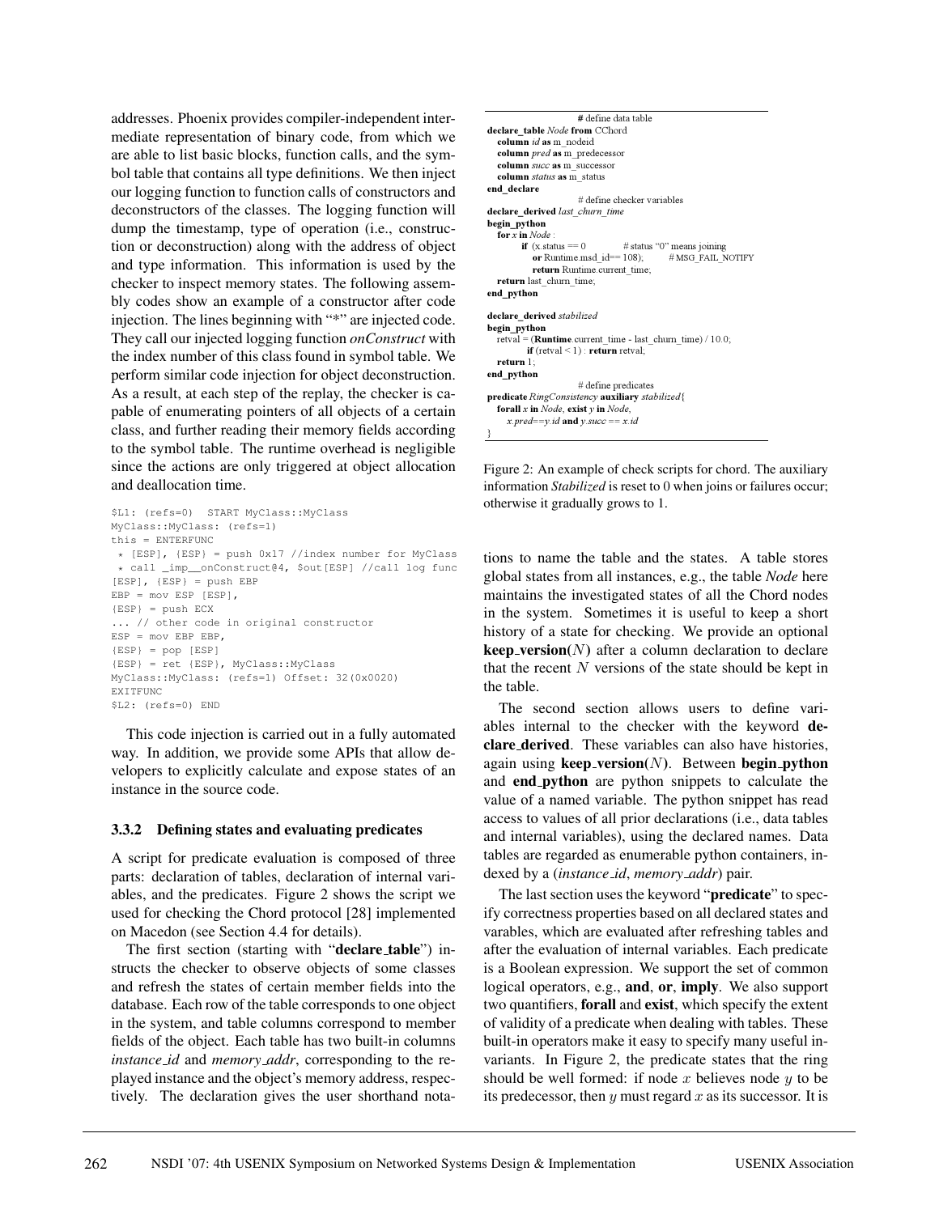addresses. Phoenix provides compiler-independent intermediate representation of binary code, from which we are able to list basic blocks, function calls, and the symbol table that contains all type definitions. We then inject our logging function to function calls of constructors and deconstructors of the classes. The logging function will dump the timestamp, type of operation (i.e., construction or deconstruction) along with the address of object and type information. This information is used by the checker to inspect memory states. The following assembly codes show an example of a constructor after code injection. The lines beginning with "*" are injected code. They call our injected logging function *onConstruct* with the index number of this class found in symbol table. We perform similar code injection for object deconstruction. As a result, at each step of the replay, the checker is capable of enumerating pointers of all objects of a certain class, and further reading their memory fields according to the symbol table. The runtime overhead is negligible since the actions are only triggered at object allocation and deallocation time.

```
$L1: (refs=0)  START MyClass::MyClass
MyClass::MyClass: (refs=1)
this = ENTERFUNC
 * [ESP], {ESP} = push 0x17 //index number for MyClass
 * call _imp__onConstruct@4, $out[ESP] //call log func
[ESP], {ESP} = push EBP
EBP = mov ESP [ESP],
{ESP} = push ECX
... // other code in original constructor
ESP = mov EBP EBP,
{ESP} = pop [ESP]
{ESP} = ret {ESP}, MyClass::MyClass
MyClass::MyClass: (refs=1) Offset: 32(0x0020)
EXITFUNC
$L2: (refs=0) END
```

This code injection is carried out in a fully automated way. In addition, we provide some APIs that allow developers to explicitly calculate and expose states of an instance in the source code.

### 3.3.2 Defining states and evaluating predicates

A script for predicate evaluation is composed of three parts: declaration of tables, declaration of internal variables, and the predicates. Figure 2 shows the script we used for checking the Chord protocol [28] implemented on Macedon (see Section 4.4 for details).

The first section (starting with "**declare_table**") instructs the checker to observe objects of some classes and refresh the states of certain member fields into the database. Each row of the table corresponds to one object in the system, and table columns correspond to member fields of the object. Each table has two built-in columns *instance_id* and *memory_addr*, corresponding to the replayed instance and the object's memory address, respectively. The declaration gives the user shorthand notations to name the table and the states. A table stores global states from all instances, e.g., the table *Node* here maintains the investigated states of all the Chord nodes in the system. Sometimes it is useful to keep a short history of a state for checking. We provide an optional **keep_version**($N$) after a column declaration to declare that the recent $N$ versions of the state should be kept in the table.

```
                    # define data table
declare_table Node from CChord
   column id as m_nodeid
   column pred as m_predecessor
   column succ as m_successor
   column status as m_status
end_declare
                    # define checker variables
declare_derived last_churn_time
begin_python
   for x in Node :
         if (x.status == 0            # status "0" means joining
            or Runtime.msd_id== 108);       # MSG_FAIL_NOTIFY
            return Runtime.current_time;
   return last_churn_time;
end_python

declare_derived stabilized
begin_python
   retval = (Runtime.current_time - last_churn_time) / 10.0;
         if (retval < 1) : return retval;
   return 1;
end_python
                    # define predicates
predicate RingConsistency auxiliary stabilized{
   forall x in Node, exist y in Node,
      x.pred==y.id and y.succ == x.id
}
```

Figure 2: An example of check scripts for chord. The auxiliary information *Stabilized* is reset to 0 when joins or failures occur; otherwise it gradually grows to 1.

The second section allows users to define variables internal to the checker with the keyword **declare_derived**. These variables can also have histories, again using **keep_version**($N$). Between **begin_python** and **end_python** are python snippets to calculate the value of a named variable. The python snippet has read access to values of all prior declarations (i.e., data tables and internal variables), using the declared names. Data tables are regarded as enumerable python containers, indexed by a (*instance_id*, *memory_addr*) pair.

The last section uses the keyword "**predicate**" to specify correctness properties based on all declared states and varables, which are evaluated after refreshing tables and after the evaluation of internal variables. Each predicate is a Boolean expression. We support the set of common logical operators, e.g., **and**, **or**, **imply**. We also support two quantifiers, **forall** and **exist**, which specify the extent of validity of a predicate when dealing with tables. These built-in operators make it easy to specify many useful invariants. In Figure 2, the predicate states that the ring should be well formed: if node $x$ believes node $y$ to be its predecessor, then $y$ must regard $x$ as its successor. It is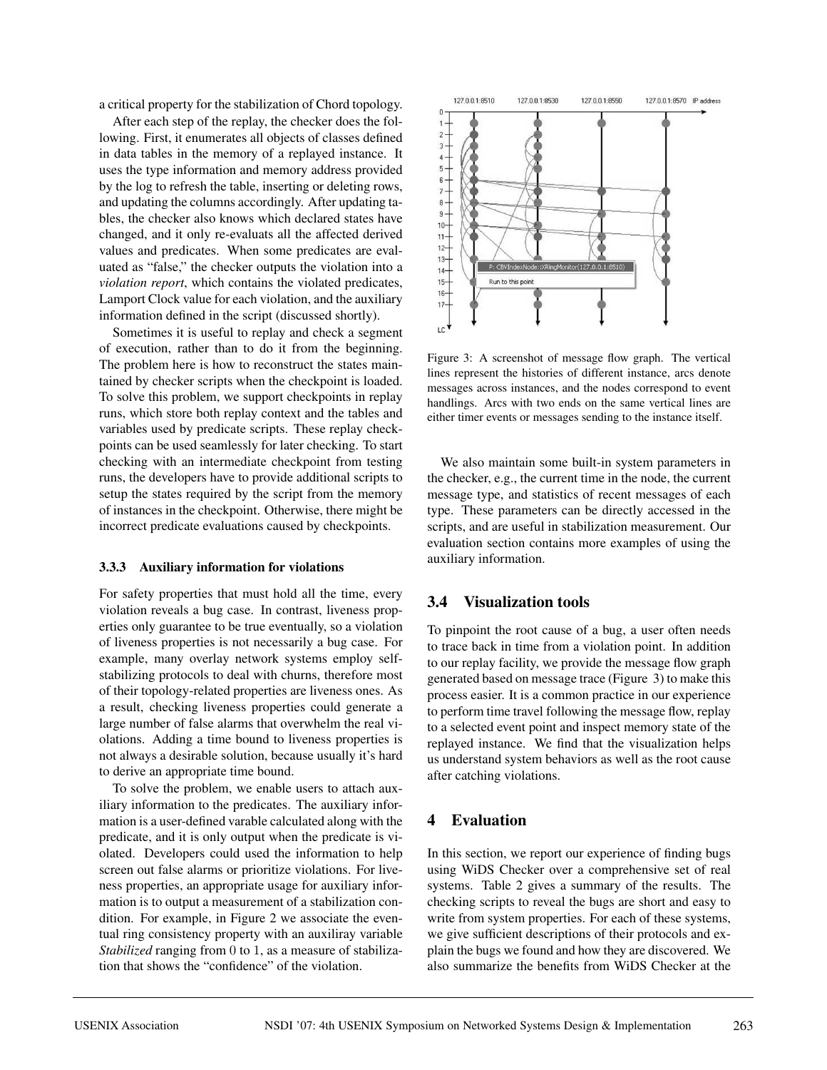a critical property for the stabilization of Chord topology.

After each step of the replay, the checker does the following. First, it enumerates all objects of classes defined in data tables in the memory of a replayed instance. It uses the type information and memory address provided by the log to refresh the table, inserting or deleting rows, and updating the columns accordingly. After updating tables, the checker also knows which declared states have changed, and it only re-evaluats all the affected derived values and predicates. When some predicates are evaluated as "false," the checker outputs the violation into a *violation report*, which contains the violated predicates, Lamport Clock value for each violation, and the auxiliary information defined in the script (discussed shortly).

Sometimes it is useful to replay and check a segment of execution, rather than to do it from the beginning. The problem here is how to reconstruct the states maintained by checker scripts when the checkpoint is loaded. To solve this problem, we support checkpoints in replay runs, which store both replay context and the tables and variables used by predicate scripts. These replay checkpoints can be used seamlessly for later checking. To start checking with an intermediate checkpoint from testing runs, the developers have to provide additional scripts to setup the states required by the script from the memory of instances in the checkpoint. Otherwise, there might be incorrect predicate evaluations caused by checkpoints.

#### 3.3.3 Auxiliary information for violations

For safety properties that must hold all the time, every violation reveals a bug case. In contrast, liveness properties only guarantee to be true eventually, so a violation of liveness properties is not necessarily a bug case. For example, many overlay network systems employ self-stabilizing protocols to deal with churns, therefore most of their topology-related properties are liveness ones. As a result, checking liveness properties could generate a large number of false alarms that overwhelm the real violations. Adding a time bound to liveness properties is not always a desirable solution, because usually it's hard to derive an appropriate time bound.

To solve the problem, we enable users to attach auxiliary information to the predicates. The auxiliary information is a user-defined varable calculated along with the predicate, and it is only output when the predicate is violated. Developers could used the information to help screen out false alarms or prioritize violations. For liveness properties, an appropriate usage for auxiliary information is to output a measurement of a stabilization condition. For example, in Figure 2 we associate the eventual ring consistency property with an auxiliray variable *Stabilized* ranging from 0 to 1, as a measure of stabilization that shows the "confidence" of the violation.

Figure 3: A screenshot of message flow graph. The vertical lines represent the histories of different instance, arcs denote messages across instances, and the nodes correspond to event handlings. Arcs with two ends on the same vertical lines are either timer events or messages sending to the instance itself.

We also maintain some built-in system parameters in the checker, e.g., the current time in the node, the current message type, and statistics of recent messages of each type. These parameters can be directly accessed in the scripts, and are useful in stabilization measurement. Our evaluation section contains more examples of using the auxiliary information.

### 3.4 Visualization tools

To pinpoint the root cause of a bug, a user often needs to trace back in time from a violation point. In addition to our replay facility, we provide the message flow graph generated based on message trace (Figure 3) to make this process easier. It is a common practice in our experience to perform time travel following the message flow, replay to a selected event point and inspect memory state of the replayed instance. We find that the visualization helps us understand system behaviors as well as the root cause after catching violations.

## 4 Evaluation

In this section, we report our experience of finding bugs using WiDS Checker over a comprehensive set of real systems. Table 2 gives a summary of the results. The checking scripts to reveal the bugs are short and easy to write from system properties. For each of these systems, we give sufficient descriptions of their protocols and explain the bugs we found and how they are discovered. We also summarize the benefits from WiDS Checker at the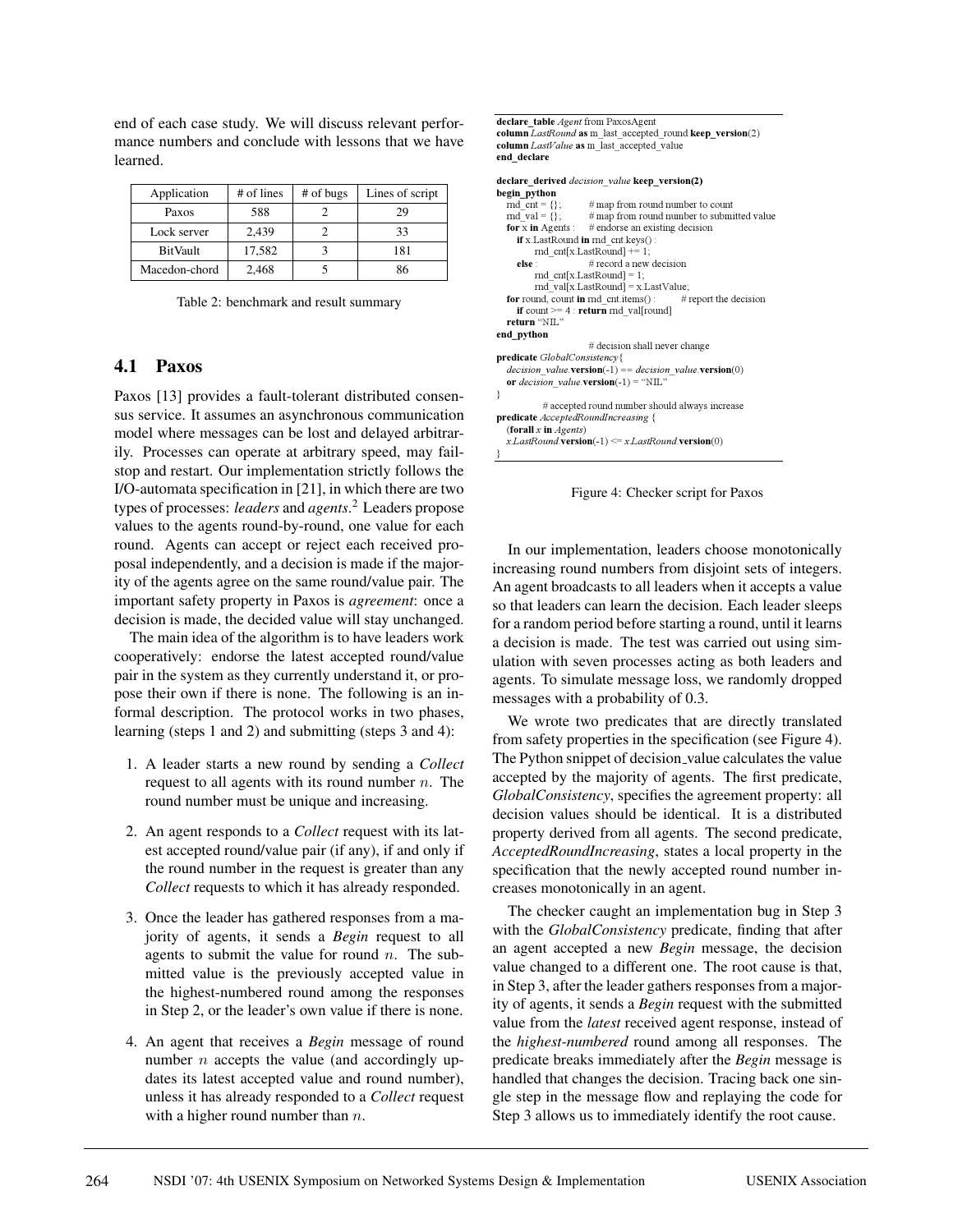end of each case study. We will discuss relevant performance numbers and conclude with lessons that we have learned.

| Application | # of lines | # of bugs | Lines of script |
| --- | --- | --- | --- |
| Paxos | 588 | 2 | 29 |
| Lock server | 2,439 | 2 | 33 |
| BitVault | 17,582 | 3 | 181 |
| Macedon-chord | 2,468 | 5 | 86 |

Table 2: benchmark and result summary

## 4.1 Paxos

Paxos [13] provides a fault-tolerant distributed consensus service. It assumes an asynchronous communication model where messages can be lost and delayed arbitrarily. Processes can operate at arbitrary speed, may fail-stop and restart. Our implementation strictly follows the I/O-automata specification in [21], in which there are two types of processes: *leaders* and *agents*.[2] Leaders propose values to the agents round-by-round, one value for each round. Agents can accept or reject each received proposal independently, and a decision is made if the majority of the agents agree on the same round/value pair. The important safety property in Paxos is *agreement*: once a decision is made, the decided value will stay unchanged.

The main idea of the algorithm is to have leaders work cooperatively: endorse the latest accepted round/value pair in the system as they currently understand it, or propose their own if there is none. The following is an informal description. The protocol works in two phases, learning (steps 1 and 2) and submitting (steps 3 and 4):

1. A leader starts a new round by sending a *Collect* request to all agents with its round number $n$. The round number must be unique and increasing.
2. An agent responds to a *Collect* request with its latest accepted round/value pair (if any), if and only if the round number in the request is greater than any *Collect* requests to which it has already responded.
3. Once the leader has gathered responses from a majority of agents, it sends a *Begin* request to all agents to submit the value for round $n$. The submitted value is the previously accepted value in the highest-numbered round among the responses in Step 2, or the leader's own value if there is none.
4. An agent that receives a *Begin* message of round number $n$ accepts the value (and accordingly updates its latest accepted value and round number), unless it has already responded to a *Collect* request with a higher round number than $n$.

```
declare_table Agent from PaxosAgent
column LastRound as m_last_accepted_round keep_version(2)
column LastValue as m_last_accepted_value
end_declare

declare_derived decision_value keep_version(2)
begin_python
   rnd_cnt = {};        # map from round number to count
   rnd_val = {};        # map from round number to submitted value
   for x in Agents :    # endorse an existing decision
      if x.LastRound in rnd_cnt.keys() :
         rnd_cnt[x.LastRound] += 1;
      else :            # record a new decision
         rnd_cnt[x.LastRound] = 1;
         rnd_val[x.LastRound] = x.LastValue;
   for round, count in rnd_cnt.items() :    # report the decision
      if count >= 4 : return rnd_val[round]
   return "NIL"
end_python
                        # decision shall never change
predicate GlobalConsistency{
   decision_value.version(-1) == decision_value.version(0)
   or decision_value.version(-1) = "NIL"
}
            # accepted round number should always increase
predicate AcceptedRoundIncreasing {
   (forall x in Agents)
   x.LastRound.version(-1) <= x.LastRound.version(0)
}
```

Figure 4: Checker script for Paxos

In our implementation, leaders choose monotonically increasing round numbers from disjoint sets of integers. An agent broadcasts to all leaders when it accepts a value so that leaders can learn the decision. Each leader sleeps for a random period before starting a round, until it learns a decision is made. The test was carried out using simulation with seven processes acting as both leaders and agents. To simulate message loss, we randomly dropped messages with a probability of 0.3.

We wrote two predicates that are directly translated from safety properties in the specification (see Figure 4). The Python snippet of decision_value calculates the value accepted by the majority of agents. The first predicate, *GlobalConsistency*, specifies the agreement property: all decision values should be identical. It is a distributed property derived from all agents. The second predicate, *AcceptedRoundIncreasing*, states a local property in the specification that the newly accepted round number increases monotonically in an agent.

The checker caught an implementation bug in Step 3 with the *GlobalConsistency* predicate, finding that after an agent accepted a new *Begin* message, the decision value changed to a different one. The root cause is that, in Step 3, after the leader gathers responses from a majority of agents, it sends a *Begin* request with the submitted value from the *latest* received agent response, instead of the *highest-numbered* round among all responses. The predicate breaks immediately after the *Begin* message is handled that changes the decision. Tracing back one single step in the message flow and replaying the code for Step 3 allows us to immediately identify the root cause.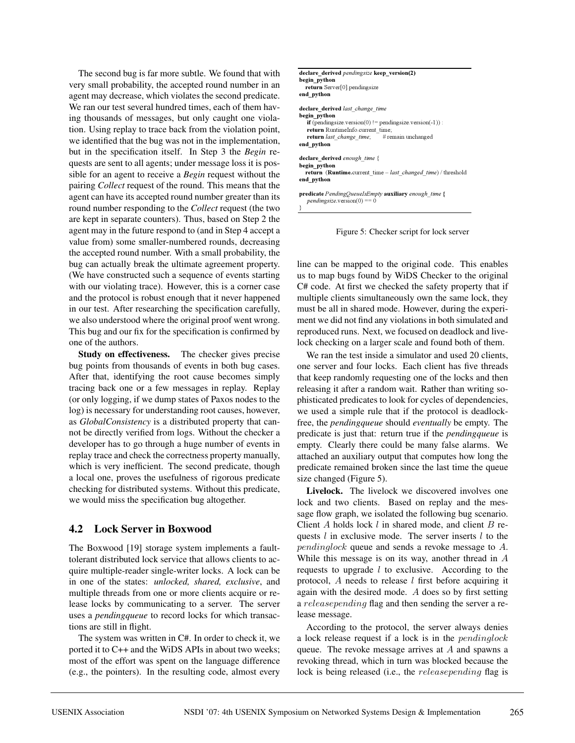The second bug is far more subtle. We found that with very small probability, the accepted round number in an agent may decrease, which violates the second predicate. We ran our test several hundred times, each of them having thousands of messages, but only caught one violation. Using replay to trace back from the violation point, we identified that the bug was not in the implementation, but in the specification itself. In Step 3 the *Begin* requests are sent to all agents; under message loss it is possible for an agent to receive a *Begin* request without the pairing *Collect* request of the round. This means that the agent can have its accepted round number greater than its round number responding to the *Collect* request (the two are kept in separate counters). Thus, based on Step 2 the agent may in the future respond to (and in Step 4 accept a value from) some smaller-numbered rounds, decreasing the accepted round number. With a small probability, the bug can actually break the ultimate agreement property. (We have constructed such a sequence of events starting with our violating trace). However, this is a corner case and the protocol is robust enough that it never happened in our test. After researching the specification carefully, we also understood where the original proof went wrong. This bug and our fix for the specification is confirmed by one of the authors.

**Study on effectiveness.** The checker gives precise bug points from thousands of events in both bug cases. After that, identifying the root cause becomes simply tracing back one or a few messages in replay. Replay (or only logging, if we dump states of Paxos nodes to the log) is necessary for understanding root causes, however, as *GlobalConsistency* is a distributed property that cannot be directly verified from logs. Without the checker a developer has to go through a huge number of events in replay trace and check the correctness property manually, which is very inefficient. The second predicate, though a local one, proves the usefulness of rigorous predicate checking for distributed systems. Without this predicate, we would miss the specification bug altogether.

## 4.2 Lock Server in Boxwood

The Boxwood [19] storage system implements a fault-tolerant distributed lock service that allows clients to acquire multiple-reader single-writer locks. A lock can be in one of the states: *unlocked, shared, exclusive*, and multiple threads from one or more clients acquire or release locks by communicating to a server. The server uses a *pendingqueue* to record locks for which transactions are still in flight.

The system was written in C#. In order to check it, we ported it to C++ and the WiDS APIs in about two weeks; most of the effort was spent on the language difference (e.g., the pointers). In the resulting code, almost every line can be mapped to the original code. This enables us to map bugs found by WiDS Checker to the original C# code. At first we checked the safety property that if multiple clients simultaneously own the same lock, they must be all in shared mode. However, during the experiment we did not find any violations in both simulated and reproduced runs. Next, we focused on deadlock and livelock checking on a larger scale and found both of them.

```
declare_derived pendingsize keep_version(2)
begin_python
  return Server[0].pendingsize
end_python

declare_derived last_change_time
begin_python
  if (pendingsize.version(0) != pendingsize.version(-1)) :
  return RuntimeInfo.current_time;
  return last_change_time;      # remain unchanged
end_python

declare_derived enough_time {
begin_python
  return (Runtime.current_time – last_changed_time) / threshold
end_python

predicate PendingQueueIsEmpty auxiliary enough_time {
  pendingsize.version(0) == 0
}
```

Figure 5: Checker script for lock server

We ran the test inside a simulator and used 20 clients, one server and four locks. Each client has five threads that keep randomly requesting one of the locks and then releasing it after a random wait. Rather than writing sophisticated predicates to look for cycles of dependencies, we used a simple rule that if the protocol is deadlock-free, the *pendingqueue* should *eventually* be empty. The predicate is just that: return true if the *pendingqueue* is empty. Clearly there could be many false alarms. We attached an auxiliary output that computes how long the predicate remained broken since the last time the queue size changed (Figure 5).

**Livelock.** The livelock we discovered involves one lock and two clients. Based on replay and the message flow graph, we isolated the following bug scenario. Client $A$ holds lock $l$ in shared mode, and client $B$ requests $l$ in exclusive mode. The server inserts $l$ to the $pendinglock$ queue and sends a revoke message to $A$. While this message is on its way, another thread in $A$ requests to upgrade $l$ to exclusive. According to the protocol, $A$ needs to release $l$ first before acquiring it again with the desired mode. $A$ does so by first setting a $releasepending$ flag and then sending the server a release message.

According to the protocol, the server always denies a lock release request if a lock is in the $pendinglock$ queue. The revoke message arrives at $A$ and spawns a revoking thread, which in turn was blocked because the lock is being released (i.e., the $releasepending$ flag is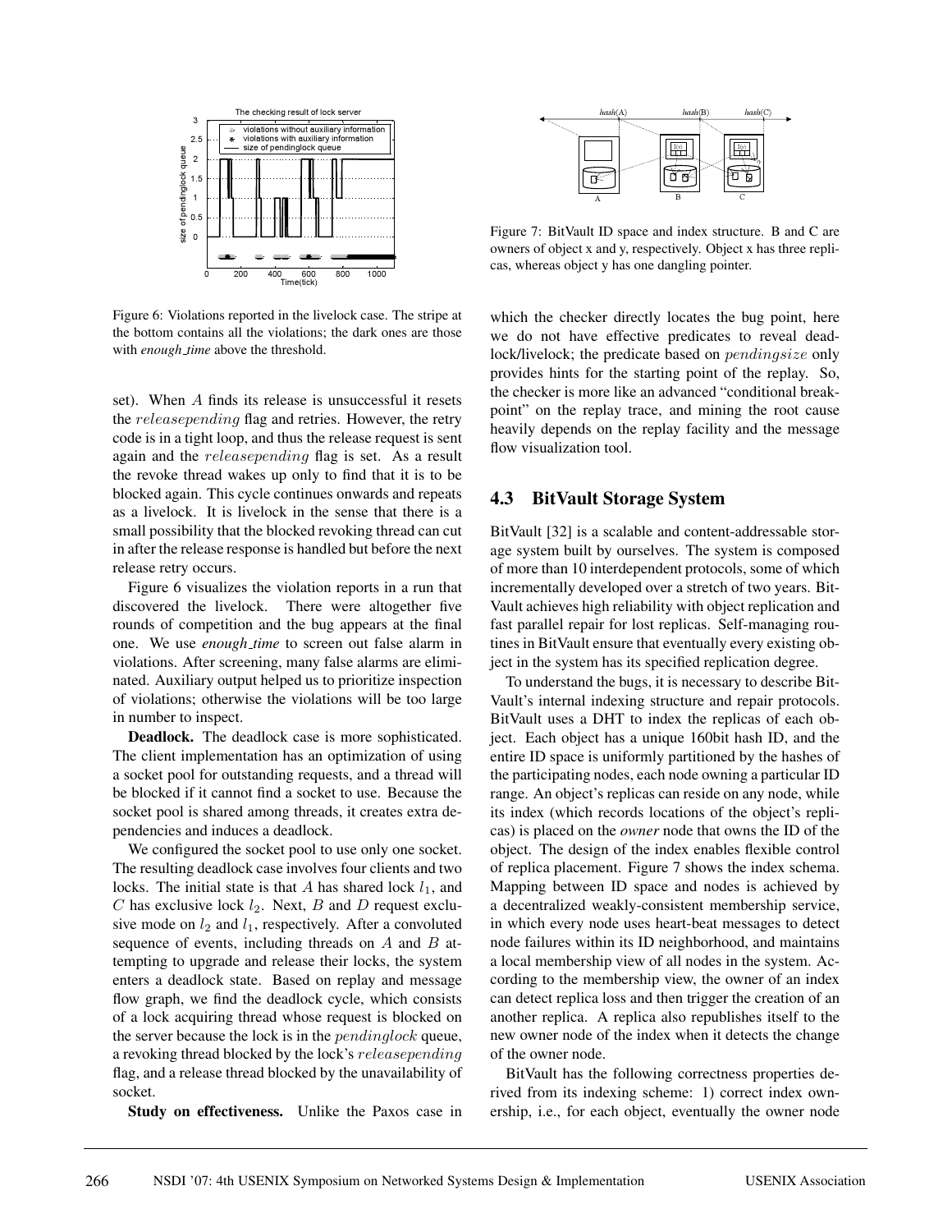Figure 6: Violations reported in the livelock case. The stripe at the bottom contains all the violations; the dark ones are those with *enough_time* above the threshold.

Figure 7: BitVault ID space and index structure. B and C are owners of object x and y, respectively. Object x has three replicas, whereas object y has one dangling pointer.

set). When $A$ finds its release is unsuccessful it resets the $releasepending$ flag and retries. However, the retry code is in a tight loop, and thus the release request is sent again and the $releasepending$ flag is set. As a result the revoke thread wakes up only to find that it is to be blocked again. This cycle continues onwards and repeats as a livelock. It is livelock in the sense that there is a small possibility that the blocked revoking thread can cut in after the release response is handled but before the next release retry occurs.

Figure 6 visualizes the violation reports in a run that discovered the livelock. There were altogether five rounds of competition and the bug appears at the final one. We use *enough_time* to screen out false alarm in violations. After screening, many false alarms are eliminated. Auxiliary output helped us to prioritize inspection of violations; otherwise the violations will be too large in number to inspect.

**Deadlock.** The deadlock case is more sophisticated. The client implementation has an optimization of using a socket pool for outstanding requests, and a thread will be blocked if it cannot find a socket to use. Because the socket pool is shared among threads, it creates extra dependencies and induces a deadlock.

We configured the socket pool to use only one socket. The resulting deadlock case involves four clients and two locks. The initial state is that $A$ has shared lock $l_1$, and $C$ has exclusive lock $l_2$. Next, $B$ and $D$ request exclusive mode on $l_2$ and $l_1$, respectively. After a convoluted sequence of events, including threads on $A$ and $B$ attempting to upgrade and release their locks, the system enters a deadlock state. Based on replay and message flow graph, we find the deadlock cycle, which consists of a lock acquiring thread whose request is blocked on the server because the lock is in the $pendinglock$ queue, a revoking thread blocked by the lock's $releasepending$ flag, and a release thread blocked by the unavailability of socket.

**Study on effectiveness.** Unlike the Paxos case in which the checker directly locates the bug point, here we do not have effective predicates to reveal deadlock/livelock; the predicate based on $pendingsize$ only provides hints for the starting point of the replay. So, the checker is more like an advanced "conditional breakpoint" on the replay trace, and mining the root cause heavily depends on the replay facility and the message flow visualization tool.

## 4.3 BitVault Storage System

BitVault [32] is a scalable and content-addressable storage system built by ourselves. The system is composed of more than 10 interdependent protocols, some of which incrementally developed over a stretch of two years. BitVault achieves high reliability with object replication and fast parallel repair for lost replicas. Self-managing routines in BitVault ensure that eventually every existing object in the system has its specified replication degree.

To understand the bugs, it is necessary to describe BitVault's internal indexing structure and repair protocols. BitVault uses a DHT to index the replicas of each object. Each object has a unique 160bit hash ID, and the entire ID space is uniformly partitioned by the hashes of the participating nodes, each node owning a particular ID range. An object's replicas can reside on any node, while its index (which records locations of the object's replicas) is placed on the *owner* node that owns the ID of the object. The design of the index enables flexible control of replica placement. Figure 7 shows the index schema. Mapping between ID space and nodes is achieved by a decentralized weakly-consistent membership service, in which every node uses heart-beat messages to detect node failures within its ID neighborhood, and maintains a local membership view of all nodes in the system. According to the membership view, the owner of an index can detect replica loss and then trigger the creation of an another replica. A replica also republishes itself to the new owner node of the index when it detects the change of the owner node.

BitVault has the following correctness properties derived from its indexing scheme: 1) correct index ownership, i.e., for each object, eventually the owner node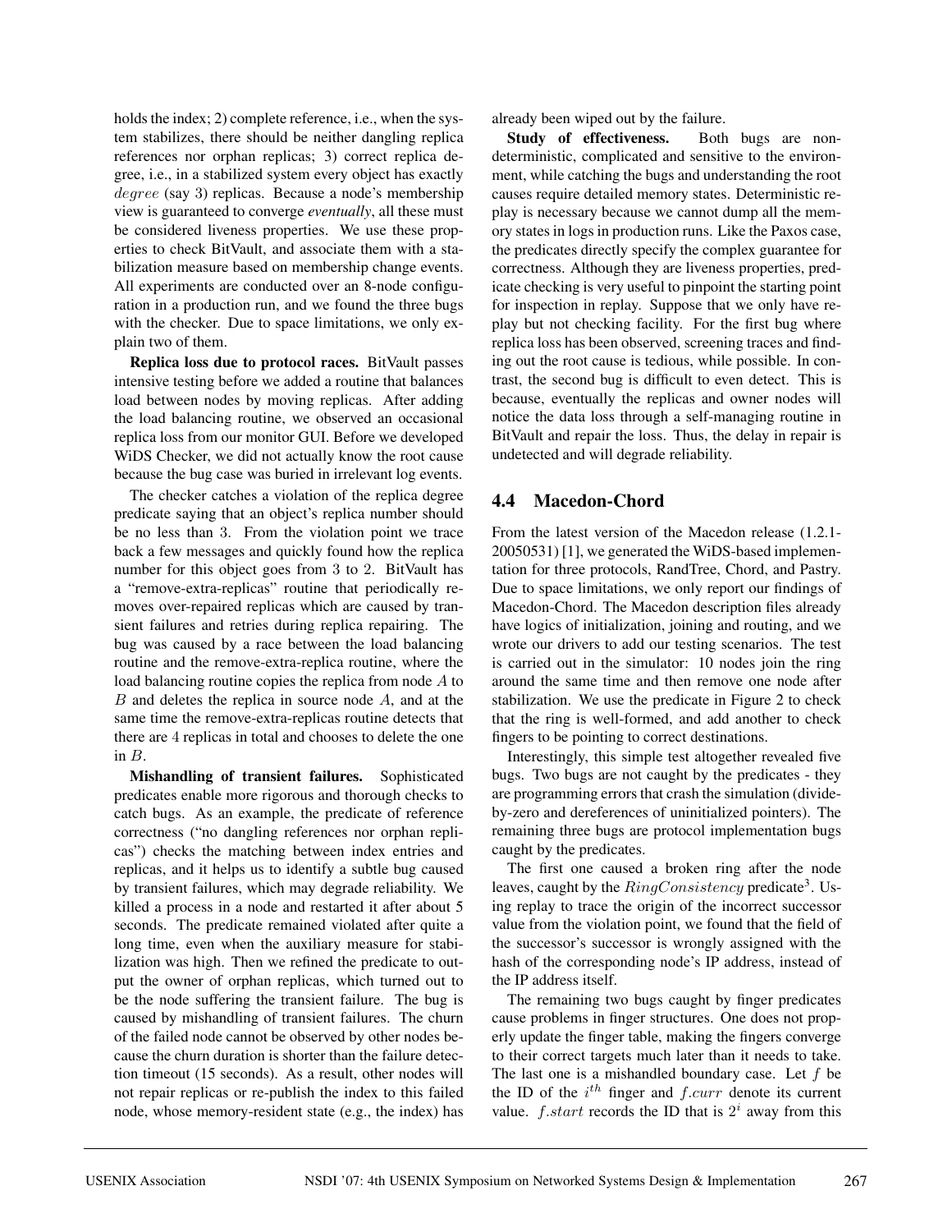holds the index; 2) complete reference, i.e., when the system stabilizes, there should be neither dangling replica references nor orphan replicas; 3) correct replica degree, i.e., in a stabilized system every object has exactly $degree$ (say 3) replicas. Because a node's membership view is guaranteed to converge *eventually*, all these must be considered liveness properties. We use these properties to check BitVault, and associate them with a stabilization measure based on membership change events. All experiments are conducted over an 8-node configuration in a production run, and we found the three bugs with the checker. Due to space limitations, we only explain two of them.

**Replica loss due to protocol races.** BitVault passes intensive testing before we added a routine that balances load between nodes by moving replicas. After adding the load balancing routine, we observed an occasional replica loss from our monitor GUI. Before we developed WiDS Checker, we did not actually know the root cause because the bug case was buried in irrelevant log events.

The checker catches a violation of the replica degree predicate saying that an object's replica number should be no less than 3. From the violation point we trace back a few messages and quickly found how the replica number for this object goes from 3 to 2. BitVault has a "remove-extra-replicas" routine that periodically removes over-repaired replicas which are caused by transient failures and retries during replica repairing. The bug was caused by a race between the load balancing routine and the remove-extra-replica routine, where the load balancing routine copies the replica from node $A$ to $B$ and deletes the replica in source node $A$, and at the same time the remove-extra-replicas routine detects that there are 4 replicas in total and chooses to delete the one in $B$.

**Mishandling of transient failures.** Sophisticated predicates enable more rigorous and thorough checks to catch bugs. As an example, the predicate of reference correctness ("no dangling references nor orphan replicas") checks the matching between index entries and replicas, and it helps us to identify a subtle bug caused by transient failures, which may degrade reliability. We killed a process in a node and restarted it after about 5 seconds. The predicate remained violated after quite a long time, even when the auxiliary measure for stabilization was high. Then we refined the predicate to output the owner of orphan replicas, which turned out to be the node suffering the transient failure. The bug is caused by mishandling of transient failures. The churn of the failed node cannot be observed by other nodes because the churn duration is shorter than the failure detection timeout (15 seconds). As a result, other nodes will not repair replicas or re-publish the index to this failed node, whose memory-resident state (e.g., the index) has already been wiped out by the failure.

**Study of effectiveness.** Both bugs are non-deterministic, complicated and sensitive to the environment, while catching the bugs and understanding the root causes require detailed memory states. Deterministic replay is necessary because we cannot dump all the memory states in logs in production runs. Like the Paxos case, the predicates directly specify the complex guarantee for correctness. Although they are liveness properties, predicate checking is very useful to pinpoint the starting point for inspection in replay. Suppose that we only have replay but not checking facility. For the first bug where replica loss has been observed, screening traces and finding out the root cause is tedious, while possible. In contrast, the second bug is difficult to even detect. This is because, eventually the replicas and owner nodes will notice the data loss through a self-managing routine in BitVault and repair the loss. Thus, the delay in repair is undetected and will degrade reliability.

## 4.4 Macedon-Chord

From the latest version of the Macedon release (1.2.1-20050531) [1], we generated the WiDS-based implementation for three protocols, RandTree, Chord, and Pastry. Due to space limitations, we only report our findings of Macedon-Chord. The Macedon description files already have logics of initialization, joining and routing, and we wrote our drivers to add our testing scenarios. The test is carried out in the simulator: 10 nodes join the ring around the same time and then remove one node after stabilization. We use the predicate in Figure 2 to check that the ring is well-formed, and add another to check fingers to be pointing to correct destinations.

Interestingly, this simple test altogether revealed five bugs. Two bugs are not caught by the predicates - they are programming errors that crash the simulation (divide-by-zero and dereferences of uninitialized pointers). The remaining three bugs are protocol implementation bugs caught by the predicates.

The first one caused a broken ring after the node leaves, caught by the $RingConsistency$ predicate[3]. Using replay to trace the origin of the incorrect successor value from the violation point, we found that the field of the successor's successor is wrongly assigned with the hash of the corresponding node's IP address, instead of the IP address itself.

The remaining two bugs caught by finger predicates cause problems in finger structures. One does not properly update the finger table, making the fingers converge to their correct targets much later than it needs to take. The last one is a mishandled boundary case. Let $f$ be the ID of the $i^{th}$ finger and $f.curr$ denote its current value. $f.start$ records the ID that is $2^i$ away from this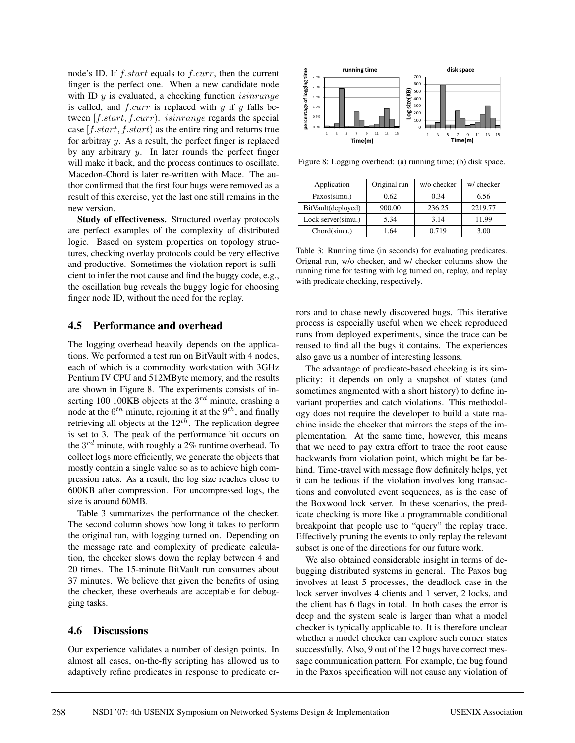node's ID. If $f.start$ equals to $f.curr$, then the current finger is the perfect one. When a new candidate node with ID $y$ is evaluated, a checking function $isinrange$ is called, and $f.curr$ is replaced with $y$ if $y$ falls between $[f.start, f.curr)$. $isinrange$ regards the special case $[f.start, f.start)$ as the entire ring and returns true for arbitray $y$. As a result, the perfect finger is replaced by any arbitrary $y$. In later rounds the perfect finger will make it back, and the process continues to oscillate. Macedon-Chord is later re-written with Mace. The author confirmed that the first four bugs were removed as a result of this exercise, yet the last one still remains in the new version.

**Study of effectiveness.** Structured overlay protocols are perfect examples of the complexity of distributed logic. Based on system properties on topology structures, checking overlay protocols could be very effective and productive. Sometimes the violation report is sufficient to infer the root cause and find the buggy code, e.g., the oscillation bug reveals the buggy logic for choosing finger node ID, without the need for the replay.

## 4.5 Performance and overhead

The logging overhead heavily depends on the applications. We performed a test run on BitVault with 4 nodes, each of which is a commodity workstation with 3GHz Pentium IV CPU and 512MByte memory, and the results are shown in Figure 8. The experiments consists of inserting 100 100KB objects at the $3^{rd}$ minute, crashing a node at the $6^{th}$ minute, rejoining it at the $9^{th}$, and finally retrieving all objects at the $12^{th}$. The replication degree is set to 3. The peak of the performance hit occurs on the $3^{rd}$ minute, with roughly a 2% runtime overhead. To collect logs more efficiently, we generate the objects that mostly contain a single value so as to achieve high compression rates. As a result, the log size reaches close to 600KB after compression. For uncompressed logs, the size is around 60MB.

Table 3 summarizes the performance of the checker. The second column shows how long it takes to perform the original run, with logging turned on. Depending on the message rate and complexity of predicate calculation, the checker slows down the replay between 4 and 20 times. The 15-minute BitVault run consumes about 37 minutes. We believe that given the benefits of using the checker, these overheads are acceptable for debugging tasks.

Figure 8: Logging overhead: (a) running time; (b) disk space.

| Application | Original run | w/o checker | w/ checker |
|---|---|---|---|
| Paxos(simu.) | 0.62 | 0.34 | 6.56 |
| BitVault(deployed) | 900.00 | 236.25 | 2219.77 |
| Lock server(simu.) | 5.34 | 3.14 | 11.99 |
| Chord(simu.) | 1.64 | 0.719 | 3.00 |

Table 3: Running time (in seconds) for evaluating predicates. Orignal run, w/o checker, and w/ checker columns show the running time for testing with log turned on, replay, and replay with predicate checking, respectively.

## 4.6 Discussions

Our experience validates a number of design points. In almost all cases, on-the-fly scripting has allowed us to adaptively refine predicates in response to predicate errors and to chase newly discovered bugs. This iterative process is especially useful when we check reproduced runs from deployed experiments, since the trace can be reused to find all the bugs it contains. The experiences also gave us a number of interesting lessons.

The advantage of predicate-based checking is its simplicity: it depends on only a snapshot of states (and sometimes augmented with a short history) to define invariant properties and catch violations. This methodology does not require the developer to build a state machine inside the checker that mirrors the steps of the implementation. At the same time, however, this means that we need to pay extra effort to trace the root cause backwards from violation point, which might be far behind. Time-travel with message flow definitely helps, yet it can be tedious if the violation involves long transactions and convoluted event sequences, as is the case of the Boxwood lock server. In these scenarios, the predicate checking is more like a programmable conditional breakpoint that people use to "query" the replay trace. Effectively pruning the events to only replay the relevant subset is one of the directions for our future work.

We also obtained considerable insight in terms of debugging distributed systems in general. The Paxos bug involves at least 5 processes, the deadlock case in the lock server involves 4 clients and 1 server, 2 locks, and the client has 6 flags in total. In both cases the error is deep and the system scale is larger than what a model checker is typically applicable to. It is therefore unclear whether a model checker can explore such corner states successfully. Also, 9 out of the 12 bugs have correct message communication pattern. For example, the bug found in the Paxos specification will not cause any violation of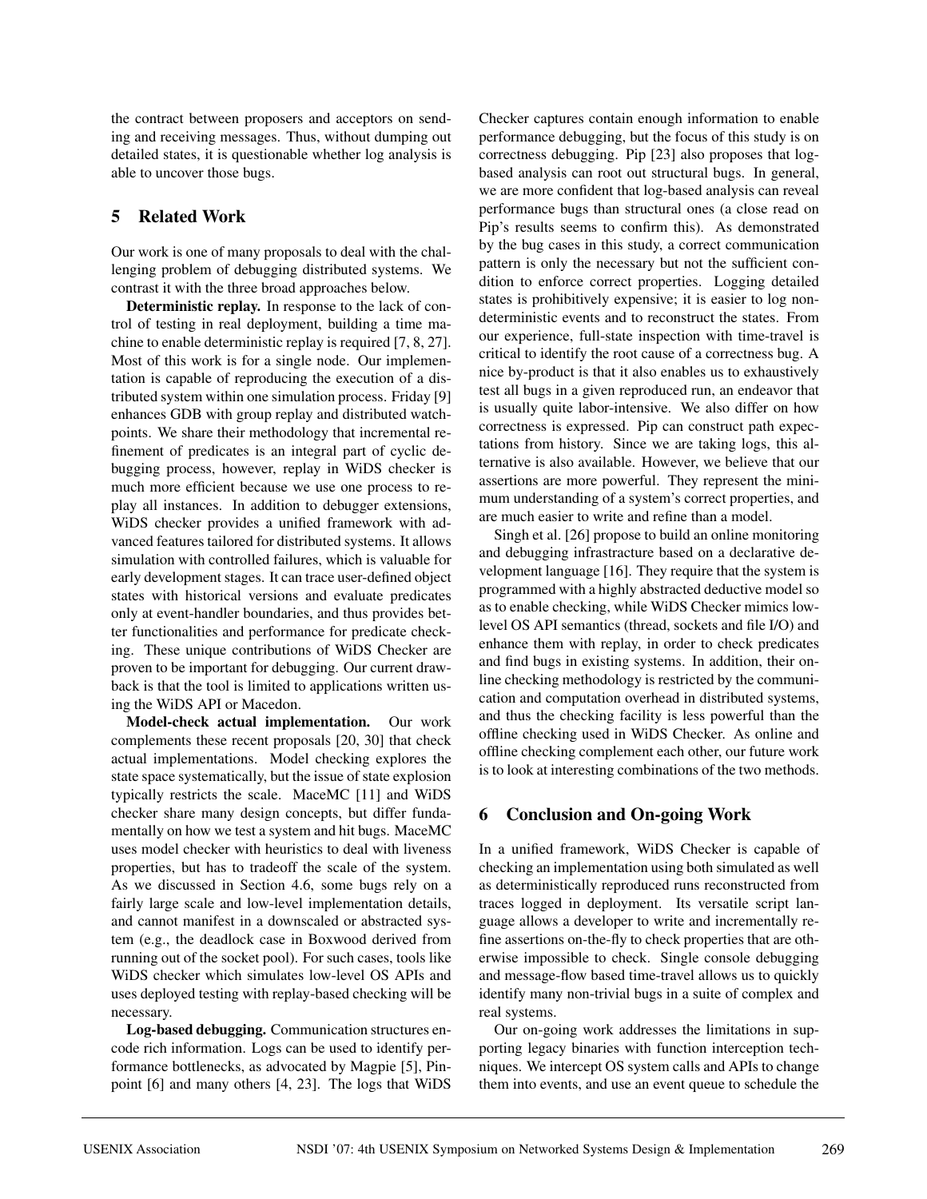the contract between proposers and acceptors on sending and receiving messages. Thus, without dumping out detailed states, it is questionable whether log analysis is able to uncover those bugs.

## 5 Related Work

Our work is one of many proposals to deal with the challenging problem of debugging distributed systems. We contrast it with the three broad approaches below.

**Deterministic replay.** In response to the lack of control of testing in real deployment, building a time machine to enable deterministic replay is required [7, 8, 27]. Most of this work is for a single node. Our implementation is capable of reproducing the execution of a distributed system within one simulation process. Friday [9] enhances GDB with group replay and distributed watchpoints. We share their methodology that incremental refinement of predicates is an integral part of cyclic debugging process, however, replay in WiDS checker is much more efficient because we use one process to replay all instances. In addition to debugger extensions, WiDS checker provides a unified framework with advanced features tailored for distributed systems. It allows simulation with controlled failures, which is valuable for early development stages. It can trace user-defined object states with historical versions and evaluate predicates only at event-handler boundaries, and thus provides better functionalities and performance for predicate checking. These unique contributions of WiDS Checker are proven to be important for debugging. Our current drawback is that the tool is limited to applications written using the WiDS API or Macedon.

**Model-check actual implementation.** Our work complements these recent proposals [20, 30] that check actual implementations. Model checking explores the state space systematically, but the issue of state explosion typically restricts the scale. MaceMC [11] and WiDS checker share many design concepts, but differ fundamentally on how we test a system and hit bugs. MaceMC uses model checker with heuristics to deal with liveness properties, but has to tradeoff the scale of the system. As we discussed in Section 4.6, some bugs rely on a fairly large scale and low-level implementation details, and cannot manifest in a downscaled or abstracted system (e.g., the deadlock case in Boxwood derived from running out of the socket pool). For such cases, tools like WiDS checker which simulates low-level OS APIs and uses deployed testing with replay-based checking will be necessary.

**Log-based debugging.** Communication structures encode rich information. Logs can be used to identify performance bottlenecks, as advocated by Magpie [5], Pinpoint [6] and many others [4, 23]. The logs that WiDS Checker captures contain enough information to enable performance debugging, but the focus of this study is on correctness debugging. Pip [23] also proposes that log-based analysis can root out structural bugs. In general, we are more confident that log-based analysis can reveal performance bugs than structural ones (a close read on Pip's results seems to confirm this). As demonstrated by the bug cases in this study, a correct communication pattern is only the necessary but not the sufficient condition to enforce correct properties. Logging detailed states is prohibitively expensive; it is easier to log non-deterministic events and to reconstruct the states. From our experience, full-state inspection with time-travel is critical to identify the root cause of a correctness bug. A nice by-product is that it also enables us to exhaustively test all bugs in a given reproduced run, an endeavor that is usually quite labor-intensive. We also differ on how correctness is expressed. Pip can construct path expectations from history. Since we are taking logs, this alternative is also available. However, we believe that our assertions are more powerful. They represent the minimum understanding of a system's correct properties, and are much easier to write and refine than a model.

Singh et al. [26] propose to build an online monitoring and debugging infrastructure based on a declarative development language [16]. They require that the system is programmed with a highly abstracted deductive model so as to enable checking, while WiDS Checker mimics low-level OS API semantics (thread, sockets and file I/O) and enhance them with replay, in order to check predicates and find bugs in existing systems. In addition, their online checking methodology is restricted by the communication and computation overhead in distributed systems, and thus the checking facility is less powerful than the offline checking used in WiDS Checker. As online and offline checking complement each other, our future work is to look at interesting combinations of the two methods.

## 6 Conclusion and On-going Work

In a unified framework, WiDS Checker is capable of checking an implementation using both simulated as well as deterministically reproduced runs reconstructed from traces logged in deployment. Its versatile script language allows a developer to write and incrementally refine assertions on-the-fly to check properties that are otherwise impossible to check. Single console debugging and message-flow based time-travel allows us to quickly identify many non-trivial bugs in a suite of complex and real systems.

Our on-going work addresses the limitations in supporting legacy binaries with function interception techniques. We intercept OS system calls and APIs to change them into events, and use an event queue to schedule the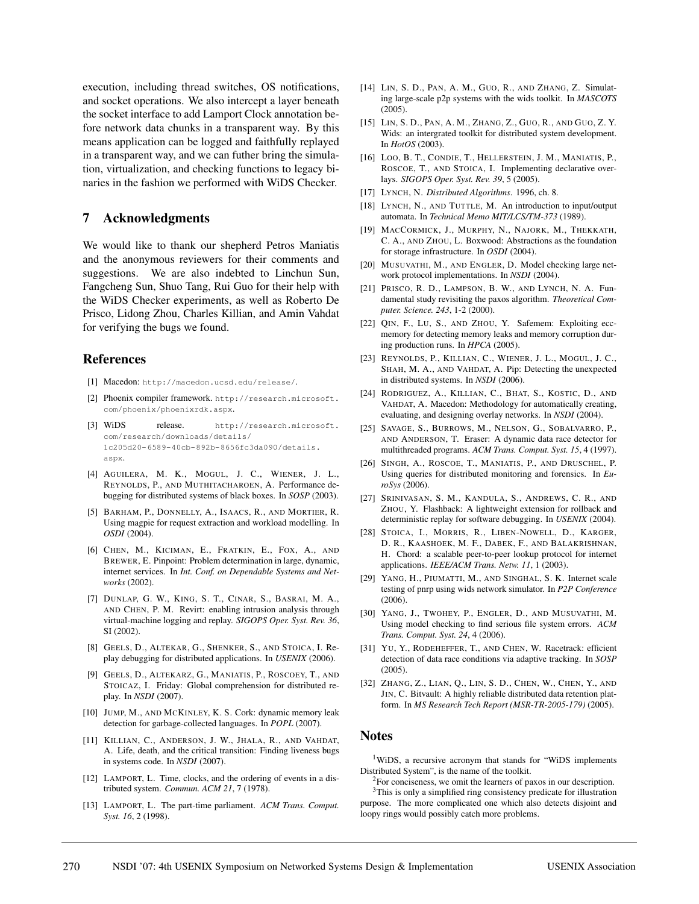execution, including thread switches, OS notifications, and socket operations. We also intercept a layer beneath the socket interface to add Lamport Clock annotation before network data chunks in a transparent way. By this means application can be logged and faithfully replayed in a transparent way, and we can futher bring the simulation, virtualization, and checking functions to legacy binaries in the fashion we performed with WiDS Checker.

## 7 Acknowledgments

We would like to thank our shepherd Petros Maniatis and the anonymous reviewers for their comments and suggestions. We are also indebted to Linchun Sun, Fangcheng Sun, Shuo Tang, Rui Guo for their help with the WiDS Checker experiments, as well as Roberto De Prisco, Lidong Zhou, Charles Killian, and Amin Vahdat for verifying the bugs we found.

## References

[1] Macedon: http://macedon.ucsd.edu/release/.

[2] Phoenix compiler framework. http://research.microsoft.com/phoenix/phoenixrdk.aspx.

[3] WiDS release. http://research.microsoft.com/research/downloads/details/1c205d20-6589-40cb-892b-8656fc3da090/details.aspx.

[4] Aguilera, M. K., Mogul, J. C., Wiener, J. L., Reynolds, P., and Muthitacharoen, A. Performance debugging for distributed systems of black boxes. In *SOSP* (2003).

[5] Barham, P., Donnelly, A., Isaacs, R., and Mortier, R. Using magpie for request extraction and workload modelling. In *OSDI* (2004).

[6] Chen, M., Kiciman, E., Fratkin, E., Fox, A., and Brewer, E. Pinpoint: Problem determination in large, dynamic, internet services. In *Int. Conf. on Dependable Systems and Networks* (2002).

[7] Dunlap, G. W., King, S. T., Cinar, S., Basrai, M. A., and Chen, P. M. Revirt: enabling intrusion analysis through virtual-machine logging and replay. *SIGOPS Oper. Syst. Rev. 36*, SI (2002).

[8] Geels, D., Altekar, G., Shenker, S., and Stoica, I. Replay debugging for distributed applications. In *USENIX* (2006).

[9] Geels, D., Altekarz, G., Maniatis, P., Roscoey, T., and Stoicaz, I. Friday: Global comprehension for distributed replay. In *NSDI* (2007).

[10] Jump, M., and McKinley, K. S. Cork: dynamic memory leak detection for garbage-collected languages. In *POPL* (2007).

[11] Killian, C., Anderson, J. W., Jhala, R., and Vahdat, A. Life, death, and the critical transition: Finding liveness bugs in systems code. In *NSDI* (2007).

[12] Lamport, L. Time, clocks, and the ordering of events in a distributed system. *Commun. ACM 21*, 7 (1978).

[13] Lamport, L. The part-time parliament. *ACM Trans. Comput. Syst. 16*, 2 (1998).

[14] Lin, S. D., Pan, A. M., Guo, R., and Zhang, Z. Simulating large-scale p2p systems with the wids toolkit. In *MASCOTS* (2005).

[15] Lin, S. D., Pan, A. M., Zhang, Z., Guo, R., and Guo, Z. Y. Wids: an intergrated toolkit for distributed system development. In *HotOS* (2003).

[16] Loo, B. T., Condie, T., Hellerstein, J. M., Maniatis, P., Roscoe, T., and Stoica, I. Implementing declarative overlays. *SIGOPS Oper. Syst. Rev. 39*, 5 (2005).

[17] Lynch, N. *Distributed Algorithms*. 1996, ch. 8.

[18] Lynch, N., and Tuttle, M. An introduction to input/output automata. In *Technical Memo MIT/LCS/TM-373* (1989).

[19] MacCormick, J., Murphy, N., Najork, M., Thekkath, C. A., and Zhou, L. Boxwood: Abstractions as the foundation for storage infrastructure. In *OSDI* (2004).

[20] Musuvathi, M., and Engler, D. Model checking large network protocol implementations. In *NSDI* (2004).

[21] Prisco, R. D., Lampson, B. W., and Lynch, N. A. Fundamental study revisiting the paxos algorithm. *Theoretical Computer. Science. 243*, 1-2 (2000).

[22] Qin, F., Lu, S., and Zhou, Y. Safemem: Exploiting ecc-memory for detecting memory leaks and memory corruption during production runs. In *HPCA* (2005).

[23] Reynolds, P., Killian, C., Wiener, J. L., Mogul, J. C., Shah, M. A., and Vahdat, A. Pip: Detecting the unexpected in distributed systems. In *NSDI* (2006).

[24] Rodriguez, A., Killian, C., Bhat, S., Kostic, D., and Vahdat, A. Macedon: Methodology for automatically creating, evaluating, and designing overlay networks. In *NSDI* (2004).

[25] Savage, S., Burrows, M., Nelson, G., Sobalvarro, P., and Anderson, T. Eraser: A dynamic data race detector for multithreaded programs. *ACM Trans. Comput. Syst. 15*, 4 (1997).

[26] Singh, A., Roscoe, T., Maniatis, P., and Druschel, P. Using queries for distributed monitoring and forensics. In *EuroSys* (2006).

[27] Srinivasan, S. M., Kandula, S., Andrews, C. R., and Zhou, Y. Flashback: A lightweight extension for rollback and deterministic replay for software debugging. In *USENIX* (2004).

[28] Stoica, I., Morris, R., Liben-Nowell, D., Karger, D. R., Kaashoek, M. F., Dabek, F., and Balakrishnan, H. Chord: a scalable peer-to-peer lookup protocol for internet applications. *IEEE/ACM Trans. Netw. 11*, 1 (2003).

[29] Yang, H., Piumatti, M., and Singhal, S. K. Internet scale testing of pnrp using wids network simulator. In *P2P Conference* (2006).

[30] Yang, J., Twohey, P., Engler, D., and Musuvathi, M. Using model checking to find serious file system errors. *ACM Trans. Comput. Syst. 24*, 4 (2006).

[31] Yu, Y., Rodeheffer, T., and Chen, W. Racetrack: efficient detection of data race conditions via adaptive tracking. In *SOSP* (2005).

[32] Zhang, Z., Lian, Q., Lin, S. D., Chen, W., Chen, Y., and Jin, C. Bitvault: A highly reliable distributed data retention platform. In *MS Research Tech Report (MSR-TR-2005-179)* (2005).

## Notes

[1] WiDS, a recursive acronym that stands for "WiDS implements Distributed System", is the name of the toolkit.

[2] For conciseness, we omit the learners of paxos in our description.

[3] This is only a simplified ring consistency predicate for illustration purpose. The more complicated one which also detects disjoint and loopy rings would possibly catch more problems.